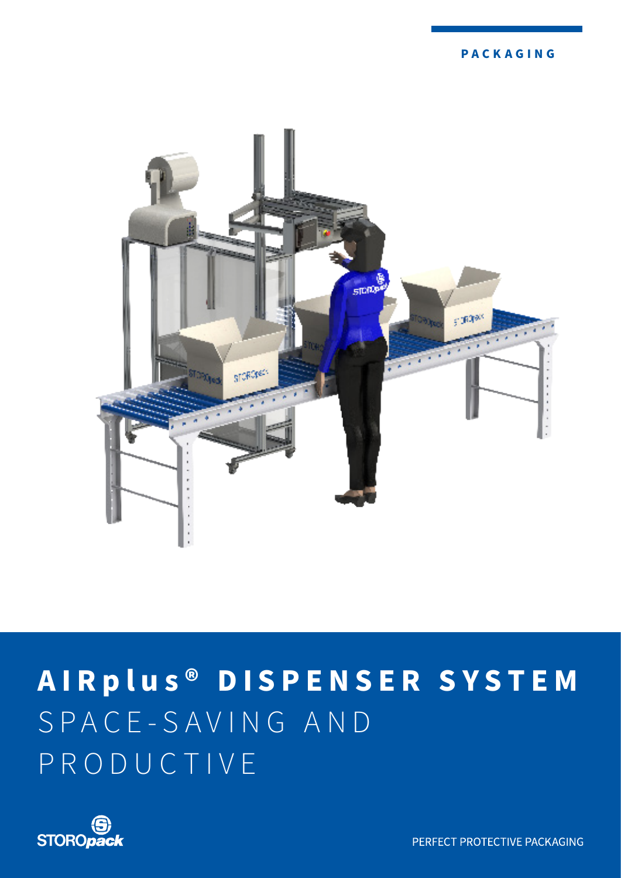PACKAGING

# AIRplus® DISPENSER SYSTEM

## SPACE-SAVING AND PRODUCTIVE

PERFECT PROTECTIVE PACKAGING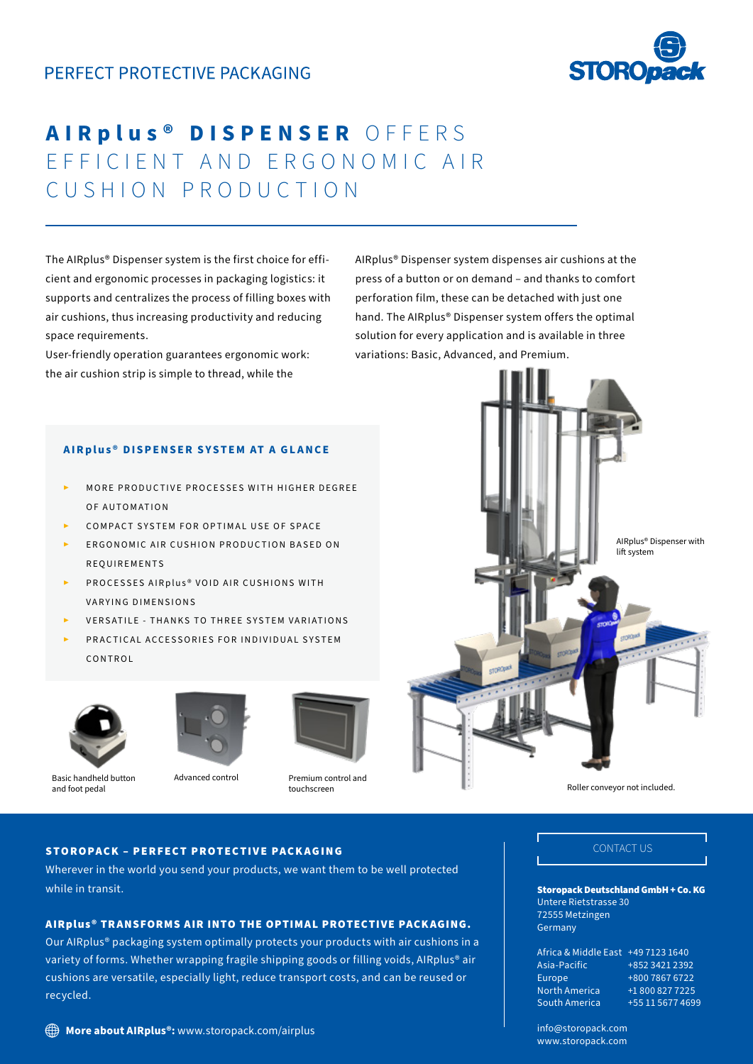PERFECT PROTECTIVE PACKAGING

# **AIRplus® DISPENSER** OFFERS EFFICIENT AND ERGONOMIC AIR CUSHION PRODUCTION

The AIRplus® Dispenser system is the first choice for efficient and ergonomic processes in packaging logistics: it supports and centralizes the process of filling boxes with air cushions, thus increasing productivity and reducing space requirements.
User-friendly operation guarantees ergonomic work: the air cushion strip is simple to thread, while the AIRplus® Dispenser system dispenses air cushions at the press of a button or on demand – and thanks to comfort perforation film, these can be detached with just one hand. The AIRplus® Dispenser system offers the optimal solution for every application and is available in three variations: Basic, Advanced, and Premium.

## AIRplus® DISPENSER SYSTEM AT A GLANCE

- MORE PRODUCTIVE PROCESSES WITH HIGHER DEGREE OF AUTOMATION
- COMPACT SYSTEM FOR OPTIMAL USE OF SPACE
- ERGONOMIC AIR CUSHION PRODUCTION BASED ON REQUIREMENTS
- PROCESSES AIRplus® VOID AIR CUSHIONS WITH VARYING DIMENSIONS
- VERSATILE - THANKS TO THREE SYSTEM VARIATIONS
- PRACTICAL ACCESSORIES FOR INDIVIDUAL SYSTEM CONTROL

Basic handheld button and foot pedal

Advanced control

Premium control and touchscreen

AIRplus® Dispenser with lift system

Roller conveyor not included.

## STOROPACK – PERFECT PROTECTIVE PACKAGING

Wherever in the world you send your products, we want them to be well protected while in transit.

## AIRplus® TRANSFORMS AIR INTO THE OPTIMAL PROTECTIVE PACKAGING.

Our AIRplus® packaging system optimally protects your products with air cushions in a variety of forms. Whether wrapping fragile shipping goods or filling voids, AIRplus® air cushions are versatile, especially light, reduce transport costs, and can be reused or recycled.

**More about AIRplus®:** www.storopack.com/airplus

CONTACT US

**Storopack Deutschland GmbH + Co. KG**
Untere Rietstrasse 30
72555 Metzingen
Germany

| | |
|---|---|
| Africa & Middle East | +49 7123 1640 |
| Asia-Pacific | +852 3421 2392 |
| Europe | +800 7867 6722 |
| North America | +1 800 827 7225 |
| South America | +55 11 5677 4699 |

info@storopack.com
www.storopack.com